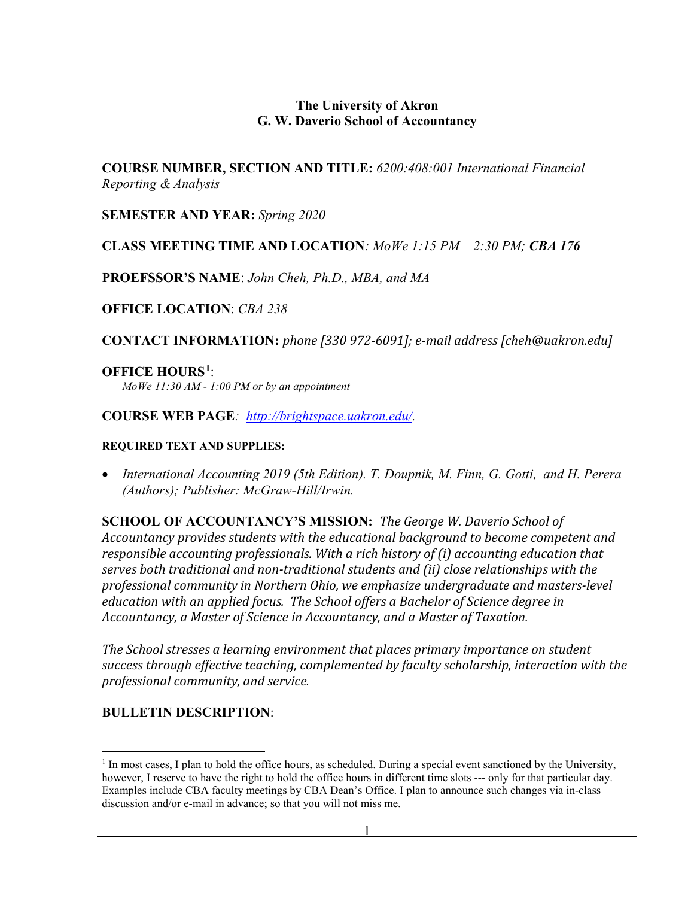**The University of Akron**
**G. W. Daverio School of Accountancy**

**COURSE NUMBER, SECTION AND TITLE:** *6200:408:001 International Financial Reporting & Analysis*

**SEMESTER AND YEAR:** *Spring 2020*

**CLASS MEETING TIME AND LOCATION***: MoWe 1:15 PM – 2:30 PM;* ***CBA 176***

**PROEFSSOR'S NAME**: *John Cheh, Ph.D., MBA, and MA*

**OFFICE LOCATION**: *CBA 238*

**CONTACT INFORMATION:** *phone [330 972-6091]; e-mail address [cheh@uakron.edu]*

**OFFICE HOURS**[1]:
*MoWe 11:30 AM - 1:00 PM or by an appointment*

**COURSE WEB PAGE***: [http://brightspace.uakron.edu/](http://brightspace.uakron.edu/).*

**REQUIRED TEXT AND SUPPLIES:**

- *International Accounting 2019 (5th Edition). T. Doupnik, M. Finn, G. Gotti, and H. Perera (Authors); Publisher: McGraw-Hill/Irwin.*

**SCHOOL OF ACCOUNTANCY'S MISSION:** *The George W. Daverio School of Accountancy provides students with the educational background to become competent and responsible accounting professionals. With a rich history of (i) accounting education that serves both traditional and non-traditional students and (ii) close relationships with the professional community in Northern Ohio, we emphasize undergraduate and masters-level education with an applied focus. The School offers a Bachelor of Science degree in Accountancy, a Master of Science in Accountancy, and a Master of Taxation.*

*The School stresses a learning environment that places primary importance on student success through effective teaching, complemented by faculty scholarship, interaction with the professional community, and service.*

**BULLETIN DESCRIPTION**:

---

[1] In most cases, I plan to hold the office hours, as scheduled. During a special event sanctioned by the University, however, I reserve to have the right to hold the office hours in different time slots --- only for that particular day. Examples include CBA faculty meetings by CBA Dean's Office. I plan to announce such changes via in-class discussion and/or e-mail in advance; so that you will not miss me.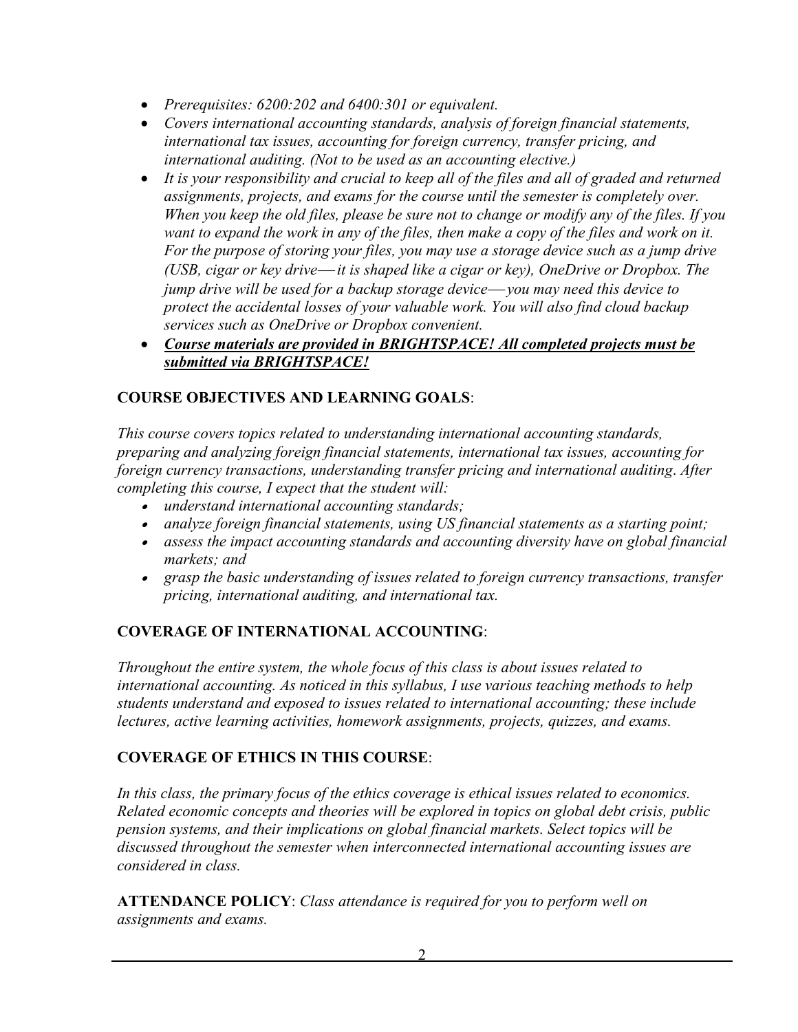- *Prerequisites: 6200:202 and 6400:301 or equivalent.*
- *Covers international accounting standards, analysis of foreign financial statements, international tax issues, accounting for foreign currency, transfer pricing, and international auditing. (Not to be used as an accounting elective.)*
- *It is your responsibility and crucial to keep all of the files and all of graded and returned assignments, projects, and exams for the course until the semester is completely over. When you keep the old files, please be sure not to change or modify any of the files. If you want to expand the work in any of the files, then make a copy of the files and work on it. For the purpose of storing your files, you may use a storage device such as a jump drive (USB, cigar or key drive—it is shaped like a cigar or key), OneDrive or Dropbox. The jump drive will be used for a backup storage device—you may need this device to protect the accidental losses of your valuable work. You will also find cloud backup services such as OneDrive or Dropbox convenient.*
- ***Course materials are provided in BRIGHTSPACE! All completed projects must be submitted via BRIGHTSPACE!***

## COURSE OBJECTIVES AND LEARNING GOALS:

*This course covers topics related to understanding international accounting standards, preparing and analyzing foreign financial statements, international tax issues, accounting for foreign currency transactions, understanding transfer pricing and international auditing. After completing this course, I expect that the student will:*

- *understand international accounting standards;*
- *analyze foreign financial statements, using US financial statements as a starting point;*
- *assess the impact accounting standards and accounting diversity have on global financial markets; and*
- *grasp the basic understanding of issues related to foreign currency transactions, transfer pricing, international auditing, and international tax.*

## COVERAGE OF INTERNATIONAL ACCOUNTING:

*Throughout the entire system, the whole focus of this class is about issues related to international accounting. As noticed in this syllabus, I use various teaching methods to help students understand and exposed to issues related to international accounting; these include lectures, active learning activities, homework assignments, projects, quizzes, and exams.*

## COVERAGE OF ETHICS IN THIS COURSE:

*In this class, the primary focus of the ethics coverage is ethical issues related to economics. Related economic concepts and theories will be explored in topics on global debt crisis, public pension systems, and their implications on global financial markets. Select topics will be discussed throughout the semester when interconnected international accounting issues are considered in class.*

**ATTENDANCE POLICY**: *Class attendance is required for you to perform well on assignments and exams.*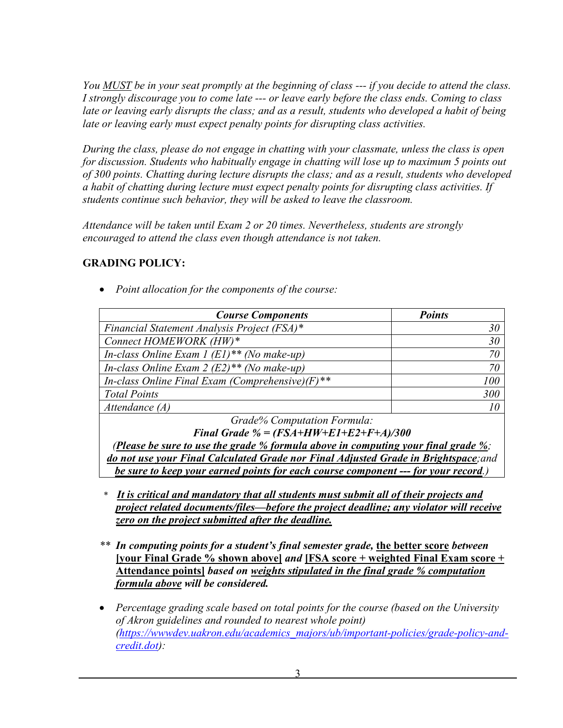*You MUST be in your seat promptly at the beginning of class --- if you decide to attend the class. I strongly discourage you to come late --- or leave early before the class ends. Coming to class late or leaving early disrupts the class; and as a result, students who developed a habit of being late or leaving early must expect penalty points for disrupting class activities.*

*During the class, please do not engage in chatting with your classmate, unless the class is open for discussion. Students who habitually engage in chatting will lose up to maximum 5 points out of 300 points. Chatting during lecture disrupts the class; and as a result, students who developed a habit of chatting during lecture must expect penalty points for disrupting class activities. If students continue such behavior, they will be asked to leave the classroom.*

*Attendance will be taken until Exam 2 or 20 times. Nevertheless, students are strongly encouraged to attend the class even though attendance is not taken.*

## GRADING POLICY:

- *Point allocation for the components of the course:*

| ***Course Components*** | ***Points*** |
|---|---|
| *Financial Statement Analysis Project (FSA)** | *30* |
| *Connect HOMEWORK (HW)** | *30* |
| *In-class Online Exam 1 (E1)** (No make-up)* | *70* |
| *In-class Online Exam 2 (E2)** (No make-up)* | *70* |
| *In-class Online Final Exam (Comprehensive)(F)*** | *100* |
| *Total Points* | *300* |
| *Attendance (A)* | *10* |
| *Grade% Computation Formula:* **_Final Grade % = (FSA+HW+E1+E2+F+A)/300_** (**_Please be sure to use the grade % formula above in computing your final grade %; do not use your Final Calculated Grade nor Final Adjusted Grade in Brightspace_**; *and* **_be sure to keep your earned points for each course component --- for your record_**.) | |

\* **_It is critical and mandatory that all students must submit all of their projects and project related documents/files—before the project deadline; any violator will receive zero on the project submitted after the deadline._**

\*\* ***In computing points for a student's final semester grade,*** **the better score** ***between*** **[your Final Grade % shown above]** ***and*** **[FSA score + weighted Final Exam score + Attendance points]** ***based on*** **_weights stipulated in the final grade % computation formula above_** ***will be considered.***

- *Percentage grading scale based on total points for the course (based on the University of Akron guidelines and rounded to nearest whole point) (https://wwwdev.uakron.edu/academics_majors/ub/important-policies/grade-policy-and-credit.dot):*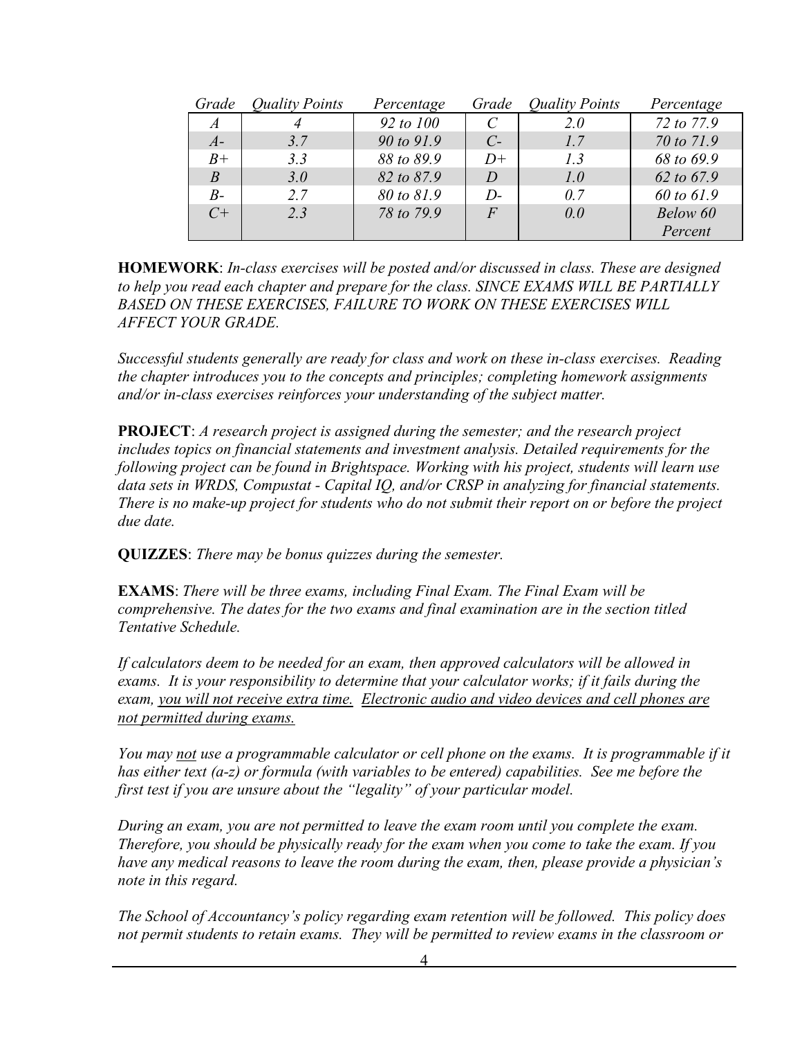| *Grade* | *Quality Points* | *Percentage* | *Grade* | *Quality Points* | *Percentage* |
|---|---|---|---|---|---|
| *A* | *4* | *92 to 100* | *C* | *2.0* | *72 to 77.9* |
| *A-* | *3.7* | *90 to 91.9* | *C-* | *1.7* | *70 to 71.9* |
| *B+* | *3.3* | *88 to 89.9* | *D+* | *1.3* | *68 to 69.9* |
| *B* | *3.0* | *82 to 87.9* | *D* | *1.0* | *62 to 67.9* |
| *B-* | *2.7* | *80 to 81.9* | *D-* | *0.7* | *60 to 61.9* |
| *C+* | *2.3* | *78 to 79.9* | *F* | *0.0* | *Below 60 Percent* |

**HOMEWORK**: *In-class exercises will be posted and/or discussed in class. These are designed to help you read each chapter and prepare for the class. SINCE EXAMS WILL BE PARTIALLY BASED ON THESE EXERCISES, FAILURE TO WORK ON THESE EXERCISES WILL AFFECT YOUR GRADE.*

*Successful students generally are ready for class and work on these in-class exercises. Reading the chapter introduces you to the concepts and principles; completing homework assignments and/or in-class exercises reinforces your understanding of the subject matter.*

**PROJECT**: *A research project is assigned during the semester; and the research project includes topics on financial statements and investment analysis. Detailed requirements for the following project can be found in Brightspace. Working with his project, students will learn use data sets in WRDS, Compustat - Capital IQ, and/or CRSP in analyzing for financial statements. There is no make-up project for students who do not submit their report on or before the project due date.*

**QUIZZES**: *There may be bonus quizzes during the semester.*

**EXAMS**: *There will be three exams, including Final Exam. The Final Exam will be comprehensive. The dates for the two exams and final examination are in the section titled Tentative Schedule.*

*If calculators deem to be needed for an exam, then approved calculators will be allowed in exams. It is your responsibility to determine that your calculator works; if it fails during the exam, <u>you will not receive extra time.</u> <u>Electronic audio and video devices and cell phones are not permitted during exams.</u>*

*You may <u>not</u> use a programmable calculator or cell phone on the exams. It is programmable if it has either text (a-z) or formula (with variables to be entered) capabilities. See me before the first test if you are unsure about the "legality" of your particular model.*

*During an exam, you are not permitted to leave the exam room until you complete the exam. Therefore, you should be physically ready for the exam when you come to take the exam. If you have any medical reasons to leave the room during the exam, then, please provide a physician's note in this regard.*

*The School of Accountancy's policy regarding exam retention will be followed. This policy does not permit students to retain exams. They will be permitted to review exams in the classroom or*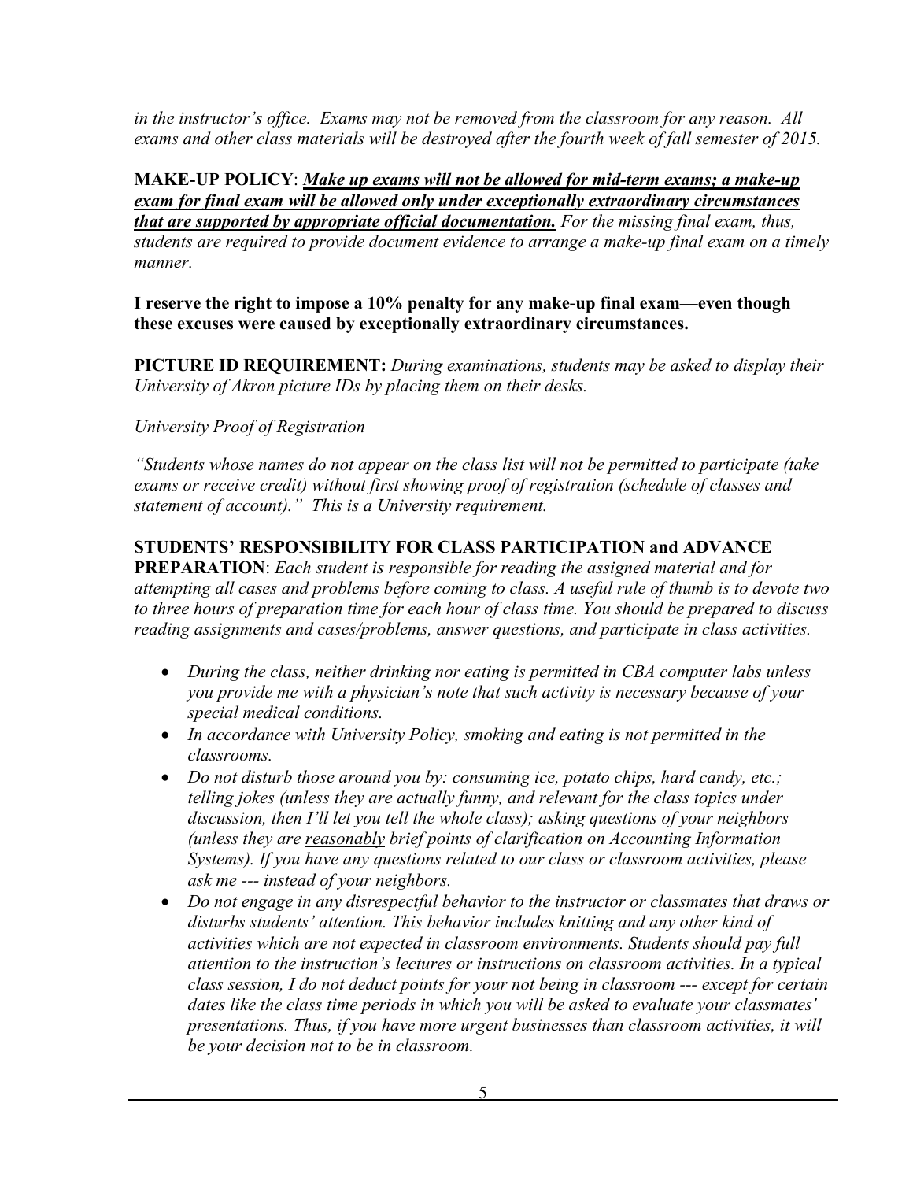*in the instructor's office. Exams may not be removed from the classroom for any reason. All exams and other class materials will be destroyed after the fourth week of fall semester of 2015.*

**MAKE-UP POLICY**: ***Make up exams will not be allowed for mid-term exams; a make-up exam for final exam will be allowed only under exceptionally extraordinary circumstances that are supported by appropriate official documentation.*** *For the missing final exam, thus, students are required to provide document evidence to arrange a make-up final exam on a timely manner.*

**I reserve the right to impose a 10% penalty for any make-up final exam—even though these excuses were caused by exceptionally extraordinary circumstances.**

**PICTURE ID REQUIREMENT:** *During examinations, students may be asked to display their University of Akron picture IDs by placing them on their desks.*

*University Proof of Registration*

*"Students whose names do not appear on the class list will not be permitted to participate (take exams or receive credit) without first showing proof of registration (schedule of classes and statement of account)." This is a University requirement.*

**STUDENTS' RESPONSIBILITY FOR CLASS PARTICIPATION and ADVANCE PREPARATION**: *Each student is responsible for reading the assigned material and for attempting all cases and problems before coming to class. A useful rule of thumb is to devote two to three hours of preparation time for each hour of class time. You should be prepared to discuss reading assignments and cases/problems, answer questions, and participate in class activities.*

- *During the class, neither drinking nor eating is permitted in CBA computer labs unless you provide me with a physician's note that such activity is necessary because of your special medical conditions.*
- *In accordance with University Policy, smoking and eating is not permitted in the classrooms.*
- *Do not disturb those around you by: consuming ice, potato chips, hard candy, etc.; telling jokes (unless they are actually funny, and relevant for the class topics under discussion, then I'll let you tell the whole class); asking questions of your neighbors (unless they are reasonably brief points of clarification on Accounting Information Systems). If you have any questions related to our class or classroom activities, please ask me --- instead of your neighbors.*
- *Do not engage in any disrespectful behavior to the instructor or classmates that draws or disturbs students' attention. This behavior includes knitting and any other kind of activities which are not expected in classroom environments. Students should pay full attention to the instruction's lectures or instructions on classroom activities. In a typical class session, I do not deduct points for your not being in classroom --- except for certain dates like the class time periods in which you will be asked to evaluate your classmates' presentations. Thus, if you have more urgent businesses than classroom activities, it will be your decision not to be in classroom.*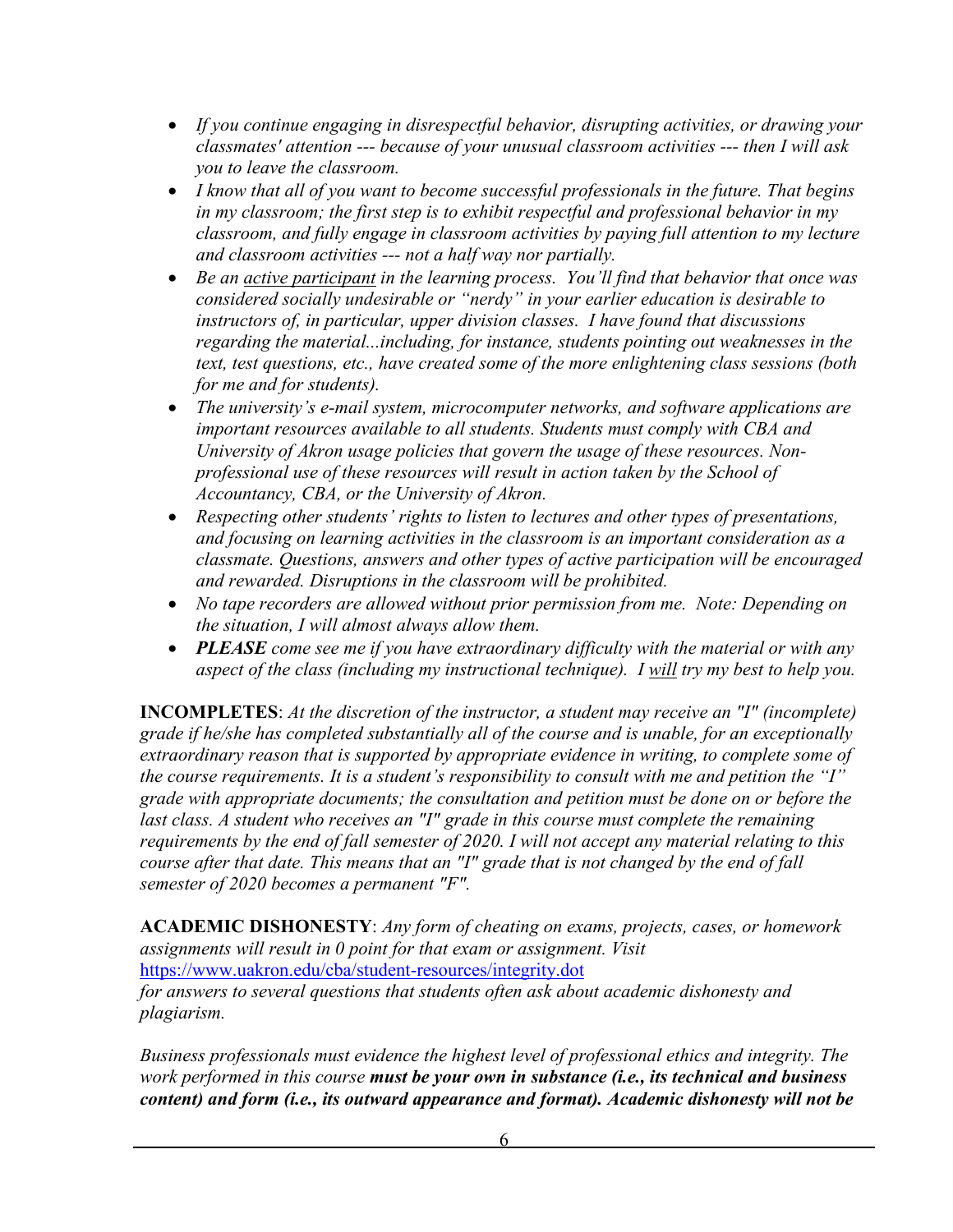- *If you continue engaging in disrespectful behavior, disrupting activities, or drawing your classmates' attention --- because of your unusual classroom activities --- then I will ask you to leave the classroom.*
- *I know that all of you want to become successful professionals in the future. That begins in my classroom; the first step is to exhibit respectful and professional behavior in my classroom, and fully engage in classroom activities by paying full attention to my lecture and classroom activities --- not a half way nor partially.*
- *Be an active participant in the learning process. You'll find that behavior that once was considered socially undesirable or "nerdy" in your earlier education is desirable to instructors of, in particular, upper division classes. I have found that discussions regarding the material...including, for instance, students pointing out weaknesses in the text, test questions, etc., have created some of the more enlightening class sessions (both for me and for students).*
- *The university's e-mail system, microcomputer networks, and software applications are important resources available to all students. Students must comply with CBA and University of Akron usage policies that govern the usage of these resources. Non-professional use of these resources will result in action taken by the School of Accountancy, CBA, or the University of Akron.*
- *Respecting other students' rights to listen to lectures and other types of presentations, and focusing on learning activities in the classroom is an important consideration as a classmate. Questions, answers and other types of active participation will be encouraged and rewarded. Disruptions in the classroom will be prohibited.*
- *No tape recorders are allowed without prior permission from me. Note: Depending on the situation, I will almost always allow them.*
- ***PLEASE** come see me if you have extraordinary difficulty with the material or with any aspect of the class (including my instructional technique). I will try my best to help you.*

**INCOMPLETES**: *At the discretion of the instructor, a student may receive an "I" (incomplete) grade if he/she has completed substantially all of the course and is unable, for an exceptionally extraordinary reason that is supported by appropriate evidence in writing, to complete some of the course requirements. It is a student's responsibility to consult with me and petition the "I" grade with appropriate documents; the consultation and petition must be done on or before the last class. A student who receives an "I" grade in this course must complete the remaining requirements by the end of fall semester of 2020. I will not accept any material relating to this course after that date. This means that an "I" grade that is not changed by the end of fall semester of 2020 becomes a permanent "F".*

**ACADEMIC DISHONESTY**: *Any form of cheating on exams, projects, cases, or homework assignments will result in 0 point for that exam or assignment. Visit* https://www.uakron.edu/cba/student-resources/integrity.dot *for answers to several questions that students often ask about academic dishonesty and plagiarism.*

*Business professionals must evidence the highest level of professional ethics and integrity. The work performed in this course **must be your own in substance (i.e., its technical and business content) and form (i.e., its outward appearance and format). Academic dishonesty will not be***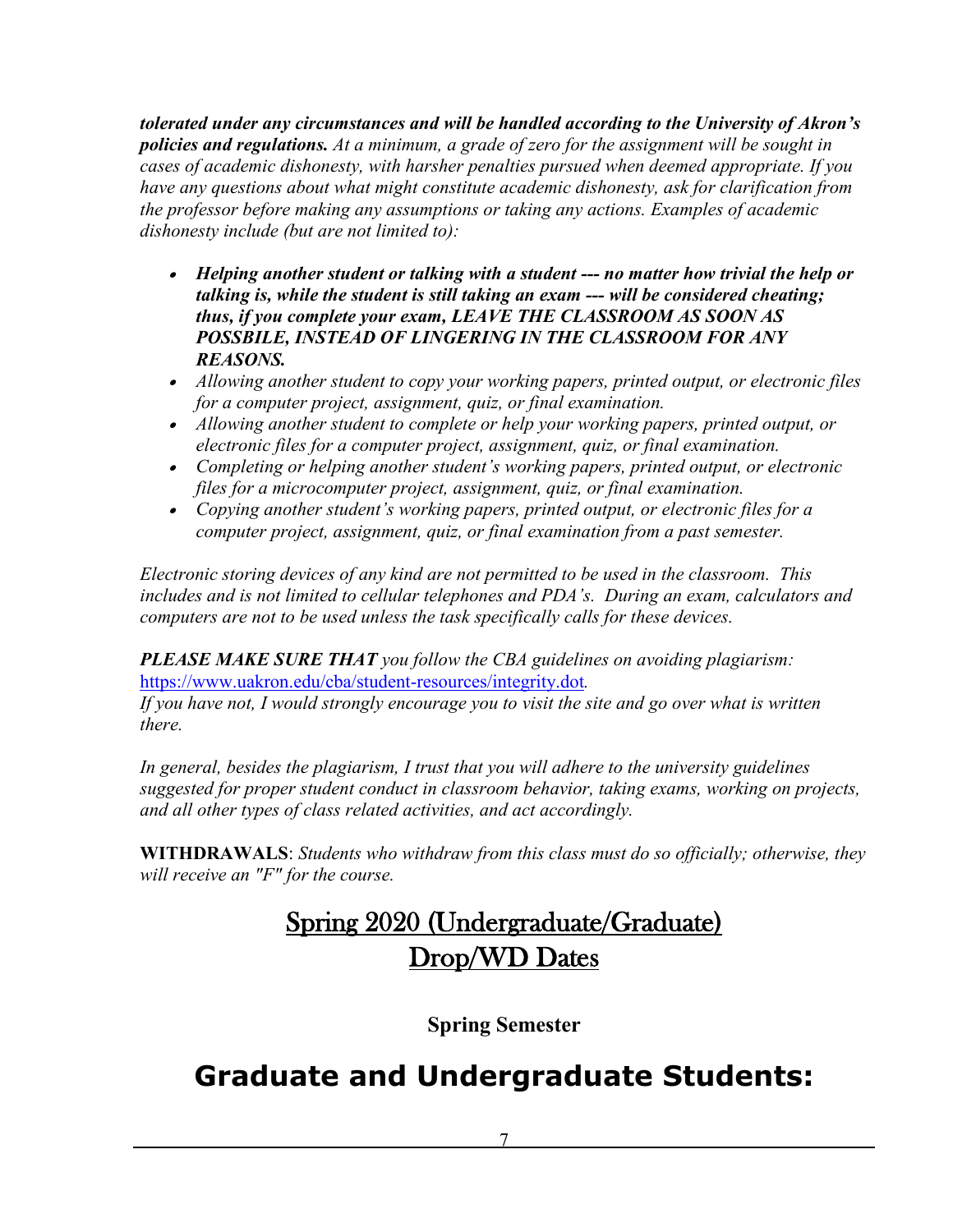***tolerated under any circumstances and will be handled according to the University of Akron's policies and regulations.*** *At a minimum, a grade of zero for the assignment will be sought in cases of academic dishonesty, with harsher penalties pursued when deemed appropriate. If you have any questions about what might constitute academic dishonesty, ask for clarification from the professor before making any assumptions or taking any actions. Examples of academic dishonesty include (but are not limited to):*

- ***Helping another student or talking with a student --- no matter how trivial the help or talking is, while the student is still taking an exam --- will be considered cheating; thus, if you complete your exam, LEAVE THE CLASSROOM AS SOON AS POSSBILE, INSTEAD OF LINGERING IN THE CLASSROOM FOR ANY REASONS.***
- *Allowing another student to copy your working papers, printed output, or electronic files for a computer project, assignment, quiz, or final examination.*
- *Allowing another student to complete or help your working papers, printed output, or electronic files for a computer project, assignment, quiz, or final examination.*
- *Completing or helping another student's working papers, printed output, or electronic files for a microcomputer project, assignment, quiz, or final examination.*
- *Copying another student's working papers, printed output, or electronic files for a computer project, assignment, quiz, or final examination from a past semester.*

*Electronic storing devices of any kind are not permitted to be used in the classroom. This includes and is not limited to cellular telephones and PDA's. During an exam, calculators and computers are not to be used unless the task specifically calls for these devices.*

***PLEASE MAKE SURE THAT*** *you follow the CBA guidelines on avoiding plagiarism:* https://www.uakron.edu/cba/student-resources/integrity.dot*.*
*If you have not, I would strongly encourage you to visit the site and go over what is written there.*

*In general, besides the plagiarism, I trust that you will adhere to the university guidelines suggested for proper student conduct in classroom behavior, taking exams, working on projects, and all other types of class related activities, and act accordingly.*

**WITHDRAWALS**: *Students who withdraw from this class must do so officially; otherwise, they will receive an "F" for the course.*

## Spring 2020 (Undergraduate/Graduate) Drop/WD Dates

**Spring Semester**

# Graduate and Undergraduate Students: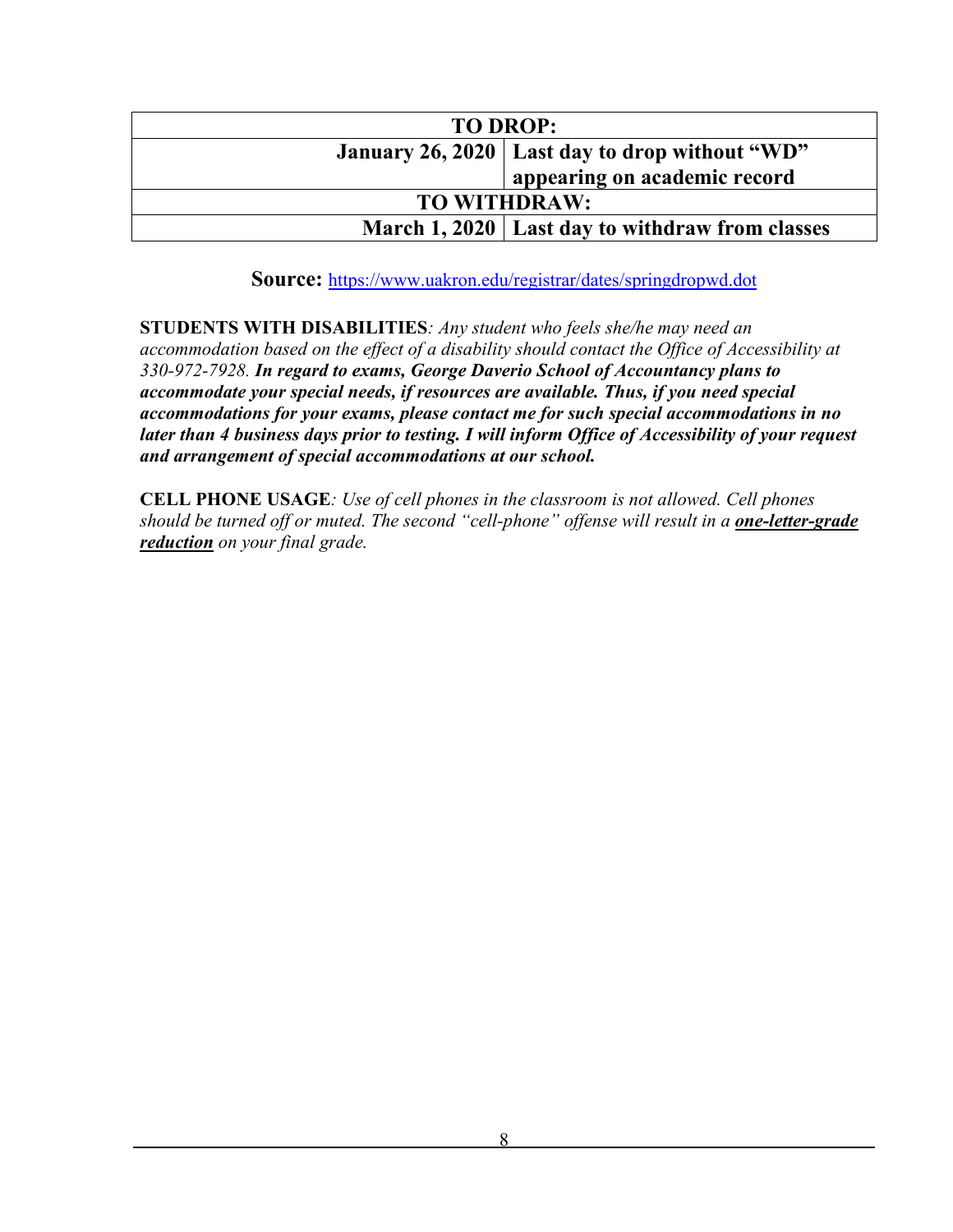| TO DROP: | |
|---|---|
| **January 26, 2020** | **Last day to drop without "WD" appearing on academic record** |
| **TO WITHDRAW:** | |
| **March 1, 2020** | **Last day to withdraw from classes** |

**Source:** https://www.uakron.edu/registrar/dates/springdropwd.dot

**STUDENTS WITH DISABILITIES***: Any student who feels she/he may need an accommodation based on the effect of a disability should contact the Office of Accessibility at 330-972-7928.* ***In regard to exams, George Daverio School of Accountancy plans to accommodate your special needs, if resources are available. Thus, if you need special accommodations for your exams, please contact me for such special accommodations in no later than 4 business days prior to testing. I will inform Office of Accessibility of your request and arrangement of special accommodations at our school.***

**CELL PHONE USAGE***: Use of cell phones in the classroom is not allowed. Cell phones should be turned off or muted. The second "cell-phone" offense will result in a* ***<u>one-letter-grade reduction</u>*** *on your final grade.*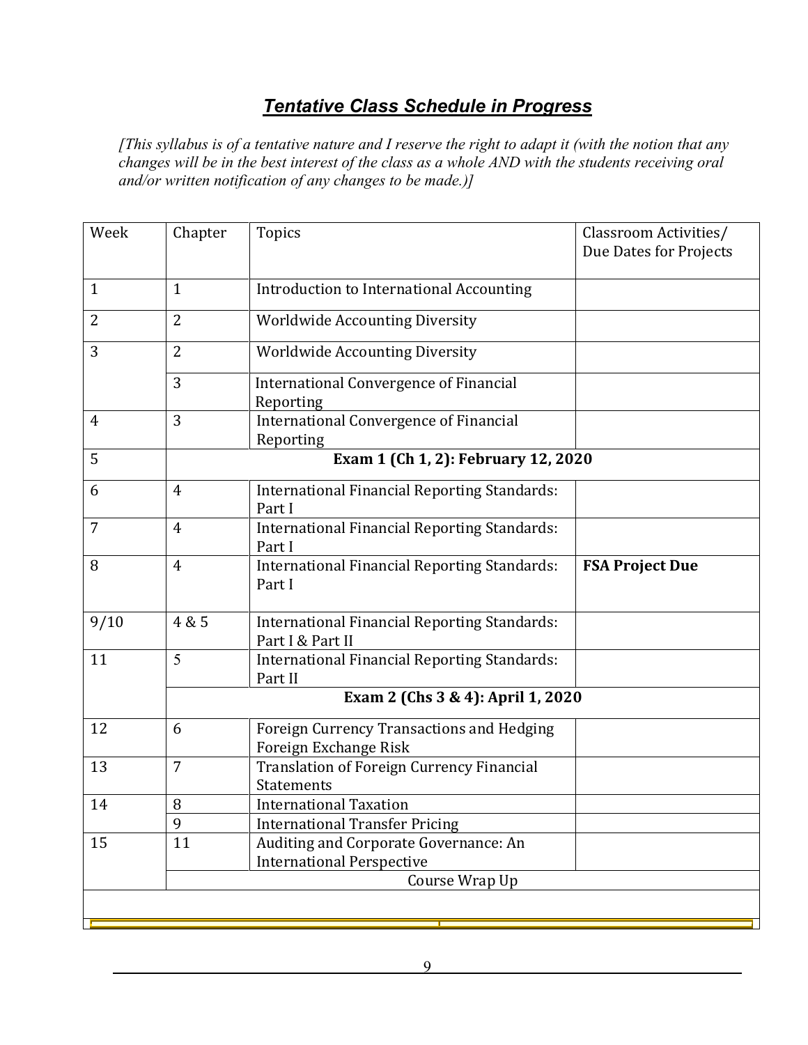## ***Tentative Class Schedule in Progress***

*[This syllabus is of a tentative nature and I reserve the right to adapt it (with the notion that any changes will be in the best interest of the class as a whole AND with the students receiving oral and/or written notification of any changes to be made.)]*

| Week | Chapter | Topics | Classroom Activities/ Due Dates for Projects |
|---|---|---|---|
| 1 | 1 | Introduction to International Accounting | |
| 2 | 2 | Worldwide Accounting Diversity | |
| 3 | 2 | Worldwide Accounting Diversity | |
| | 3 | International Convergence of Financial Reporting | |
| 4 | 3 | International Convergence of Financial Reporting | |
| 5 | **Exam 1 (Ch 1, 2): February 12, 2020** | | |
| 6 | 4 | International Financial Reporting Standards: Part I | |
| 7 | 4 | International Financial Reporting Standards: Part I | |
| 8 | 4 | International Financial Reporting Standards: Part I | **FSA Project Due** |
| 9/10 | 4 & 5 | International Financial Reporting Standards: Part I & Part II | |
| 11 | 5 | International Financial Reporting Standards: Part II | |
| | **Exam 2 (Chs 3 & 4): April 1, 2020** | | |
| 12 | 6 | Foreign Currency Transactions and Hedging Foreign Exchange Risk | |
| 13 | 7 | Translation of Foreign Currency Financial Statements | |
| 14 | 8 | International Taxation | |
| | 9 | International Transfer Pricing | |
| 15 | 11 | Auditing and Corporate Governance: An International Perspective | |
| | Course Wrap Up | | |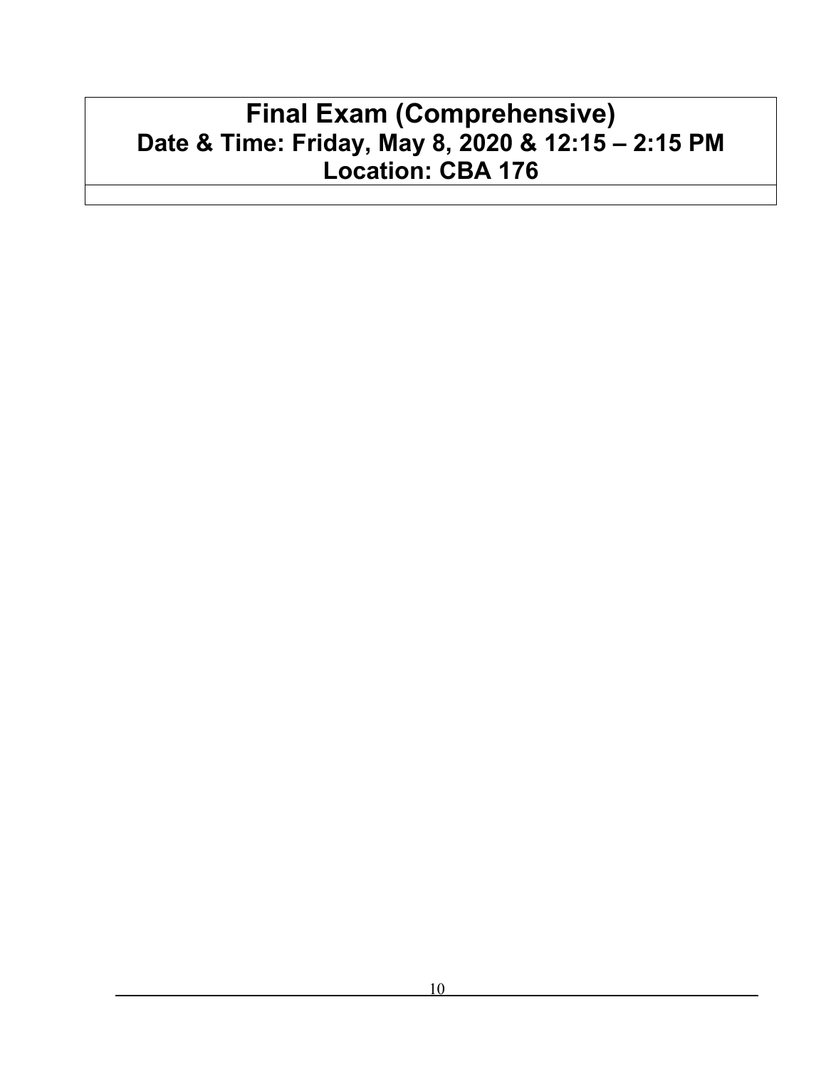**Final Exam (Comprehensive)**
**Date & Time: Friday, May 8, 2020 & 12:15 – 2:15 PM**
**Location: CBA 176**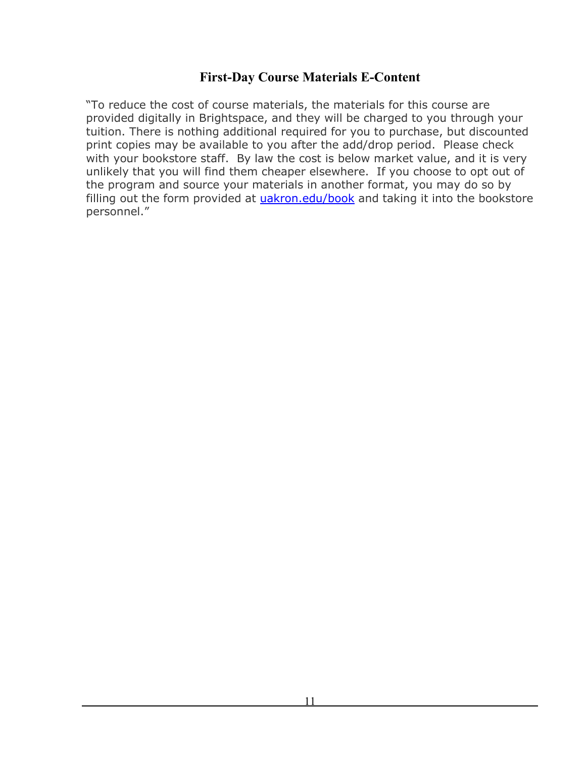## First-Day Course Materials E-Content

"To reduce the cost of course materials, the materials for this course are provided digitally in Brightspace, and they will be charged to you through your tuition. There is nothing additional required for you to purchase, but discounted print copies may be available to you after the add/drop period. Please check with your bookstore staff. By law the cost is below market value, and it is very unlikely that you will find them cheaper elsewhere. If you choose to opt out of the program and source your materials in another format, you may do so by filling out the form provided at [uakron.edu/book](uakron.edu/book) and taking it into the bookstore personnel."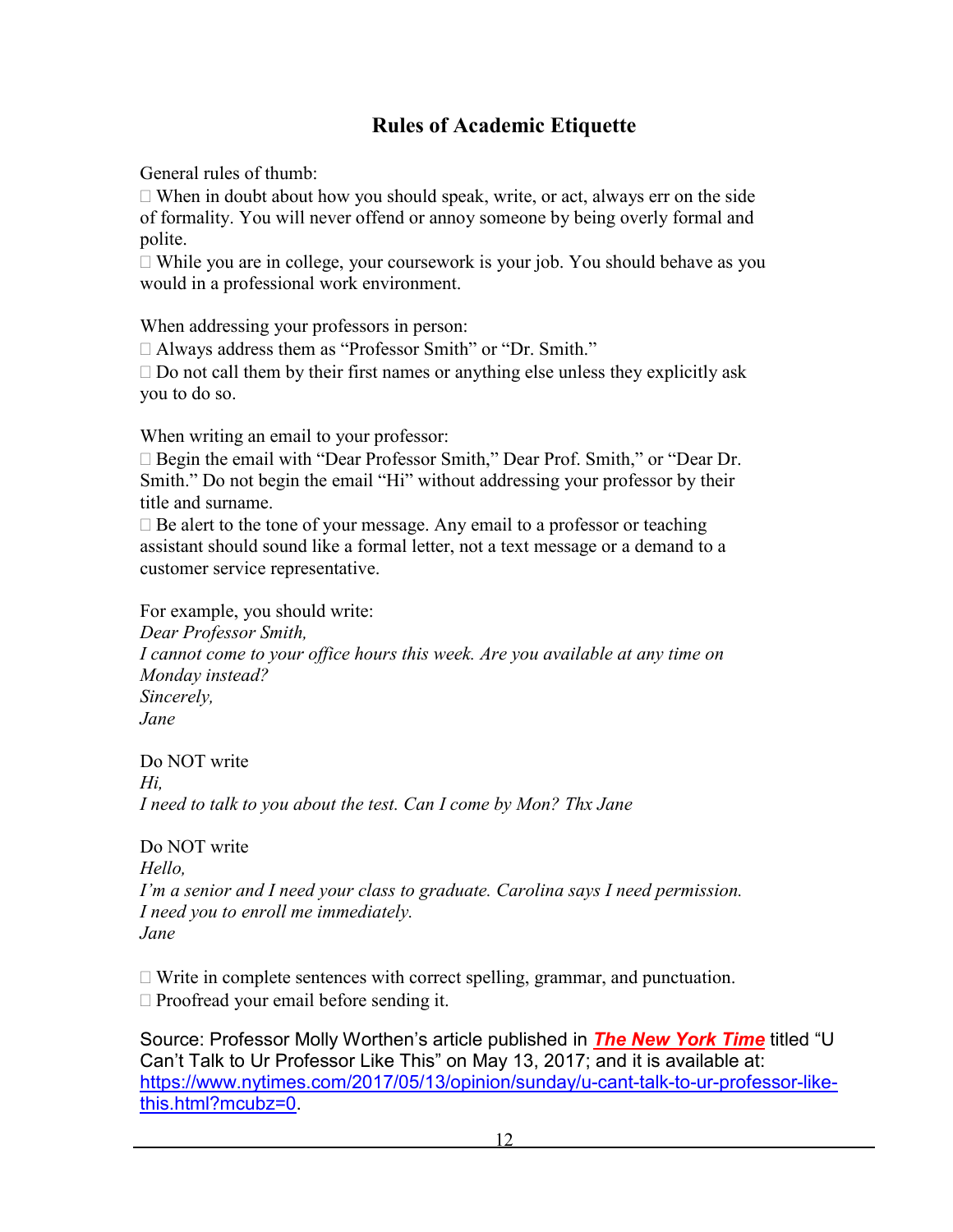## Rules of Academic Etiquette

General rules of thumb:

- When in doubt about how you should speak, write, or act, always err on the side of formality. You will never offend or annoy someone by being overly formal and polite.
- While you are in college, your coursework is your job. You should behave as you would in a professional work environment.

When addressing your professors in person:

- Always address them as "Professor Smith" or "Dr. Smith."
- Do not call them by their first names or anything else unless they explicitly ask you to do so.

When writing an email to your professor:

- Begin the email with "Dear Professor Smith," Dear Prof. Smith," or "Dear Dr. Smith." Do not begin the email "Hi" without addressing your professor by their title and surname.
- Be alert to the tone of your message. Any email to a professor or teaching assistant should sound like a formal letter, not a text message or a demand to a customer service representative.

For example, you should write:
*Dear Professor Smith,*
*I cannot come to your office hours this week. Are you available at any time on Monday instead?*
*Sincerely,*
*Jane*

Do NOT write
*Hi,*
*I need to talk to you about the test. Can I come by Mon? Thx Jane*

Do NOT write
*Hello,*
*I'm a senior and I need your class to graduate. Carolina says I need permission. I need you to enroll me immediately.*
*Jane*

- Write in complete sentences with correct spelling, grammar, and punctuation.
- Proofread your email before sending it.

Source: Professor Molly Worthen's article published in ***The New York Time*** titled "U Can't Talk to Ur Professor Like This" on May 13, 2017; and it is available at: https://www.nytimes.com/2017/05/13/opinion/sunday/u-cant-talk-to-ur-professor-like-this.html?mcubz=0.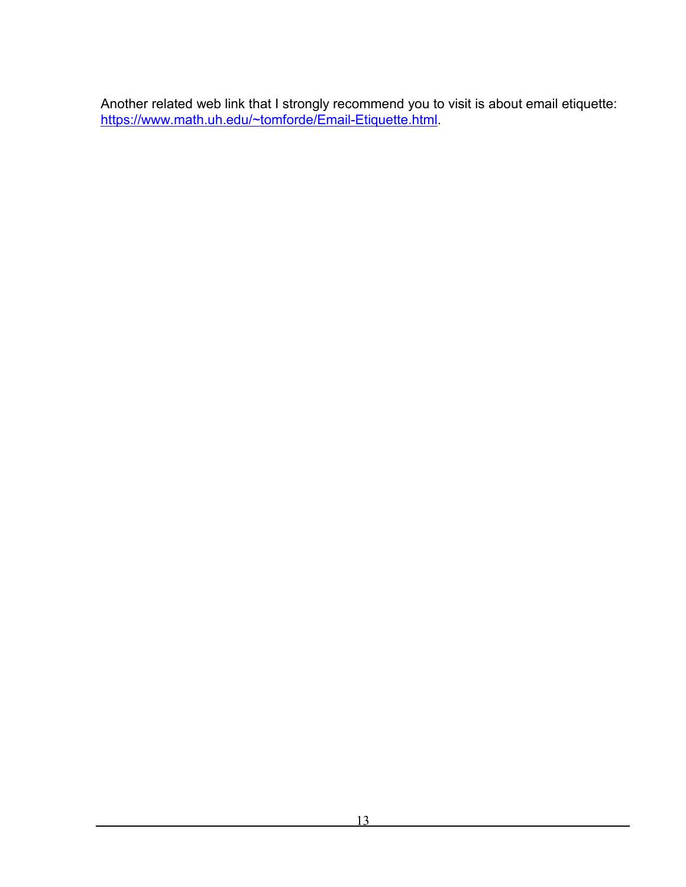Another related web link that I strongly recommend you to visit is about email etiquette: [https://www.math.uh.edu/~tomforde/Email-Etiquette.html](https://www.math.uh.edu/~tomforde/Email-Etiquette.html).